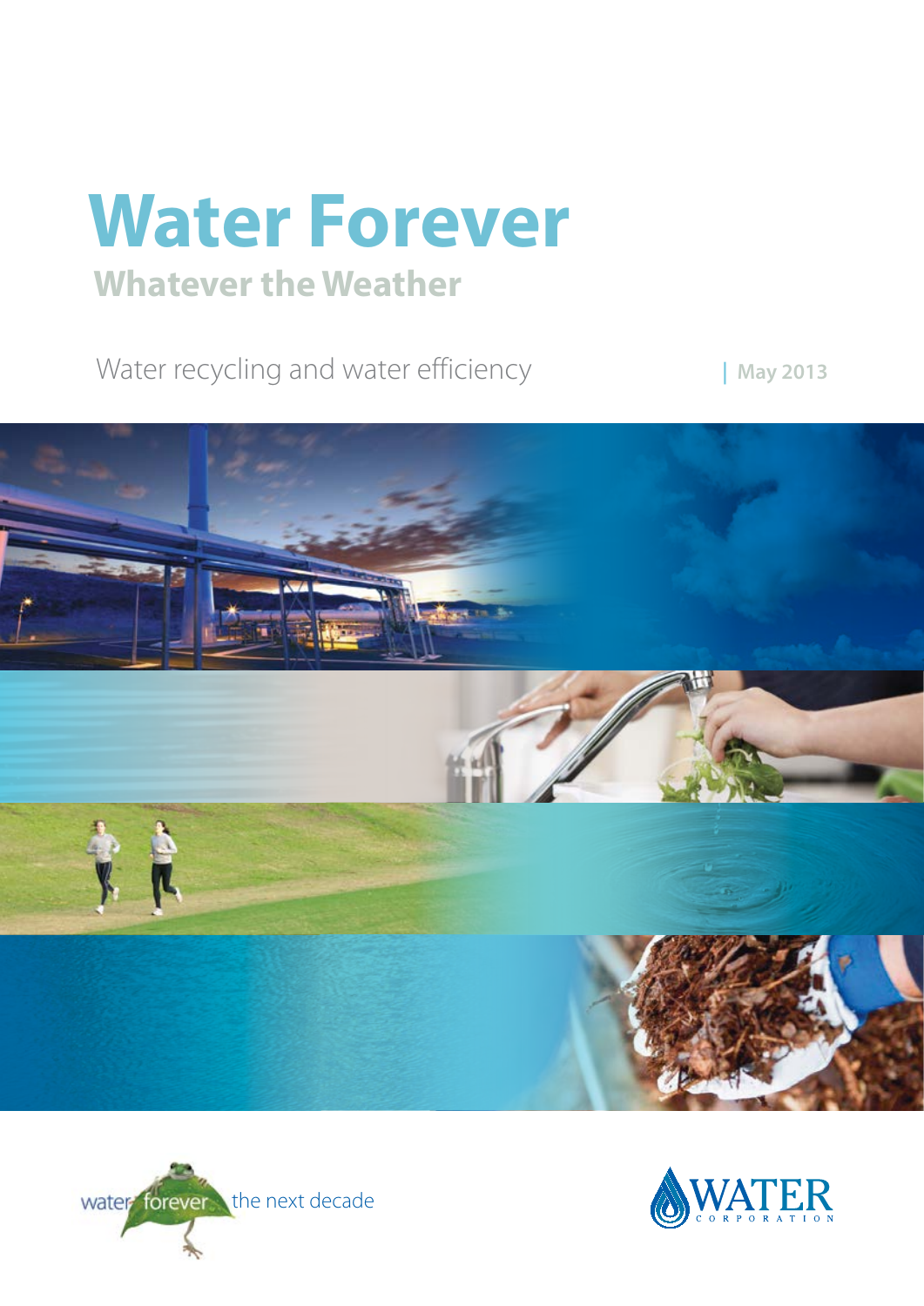# Water Forever

## Whatever the Weather

Water recycling and water efficiency | May 2013

water forever the next decade

WATER CORPORATION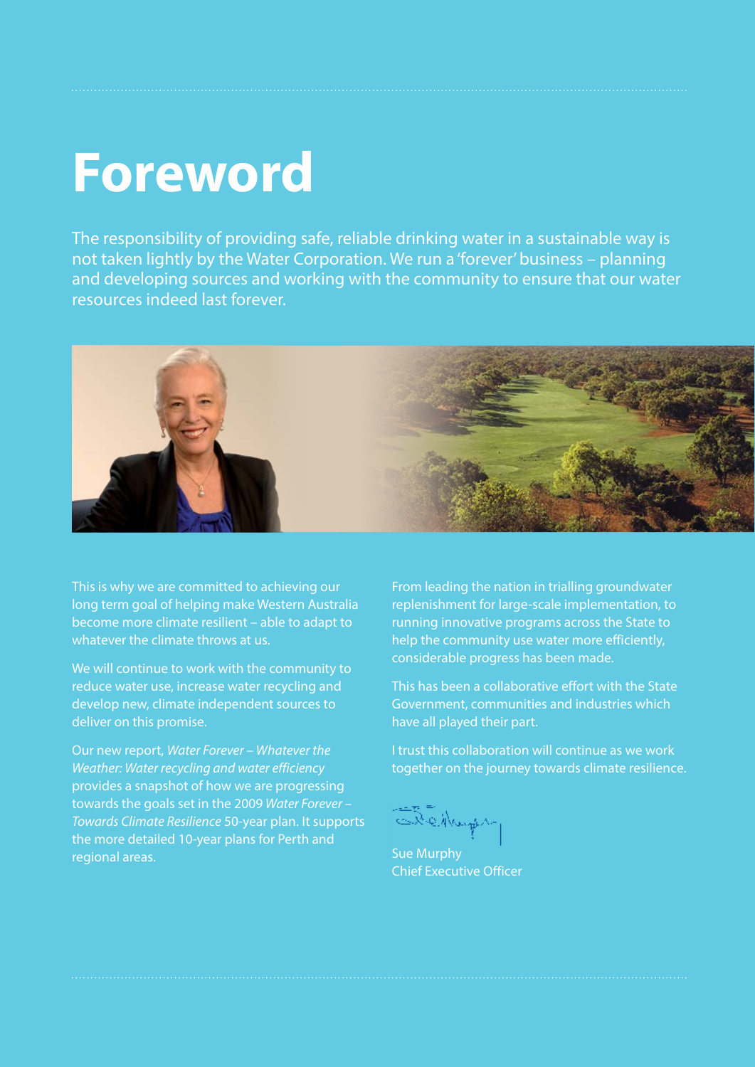# Foreword

The responsibility of providing safe, reliable drinking water in a sustainable way is not taken lightly by the Water Corporation. We run a 'forever' business – planning and developing sources and working with the community to ensure that our water resources indeed last forever.

This is why we are committed to achieving our long term goal of helping make Western Australia become more climate resilient – able to adapt to whatever the climate throws at us.

We will continue to work with the community to reduce water use, increase water recycling and develop new, climate independent sources to deliver on this promise.

Our new report, *Water Forever – Whatever the Weather: Water recycling and water efficiency* provides a snapshot of how we are progressing towards the goals set in the 2009 *Water Forever – Towards Climate Resilience* 50-year plan. It supports the more detailed 10-year plans for Perth and regional areas.

From leading the nation in trialling groundwater replenishment for large-scale implementation, to running innovative programs across the State to help the community use water more efficiently, considerable progress has been made.

This has been a collaborative effort with the State Government, communities and industries which have all played their part.

I trust this collaboration will continue as we work together on the journey towards climate resilience.

Sue Murphy
Chief Executive Officer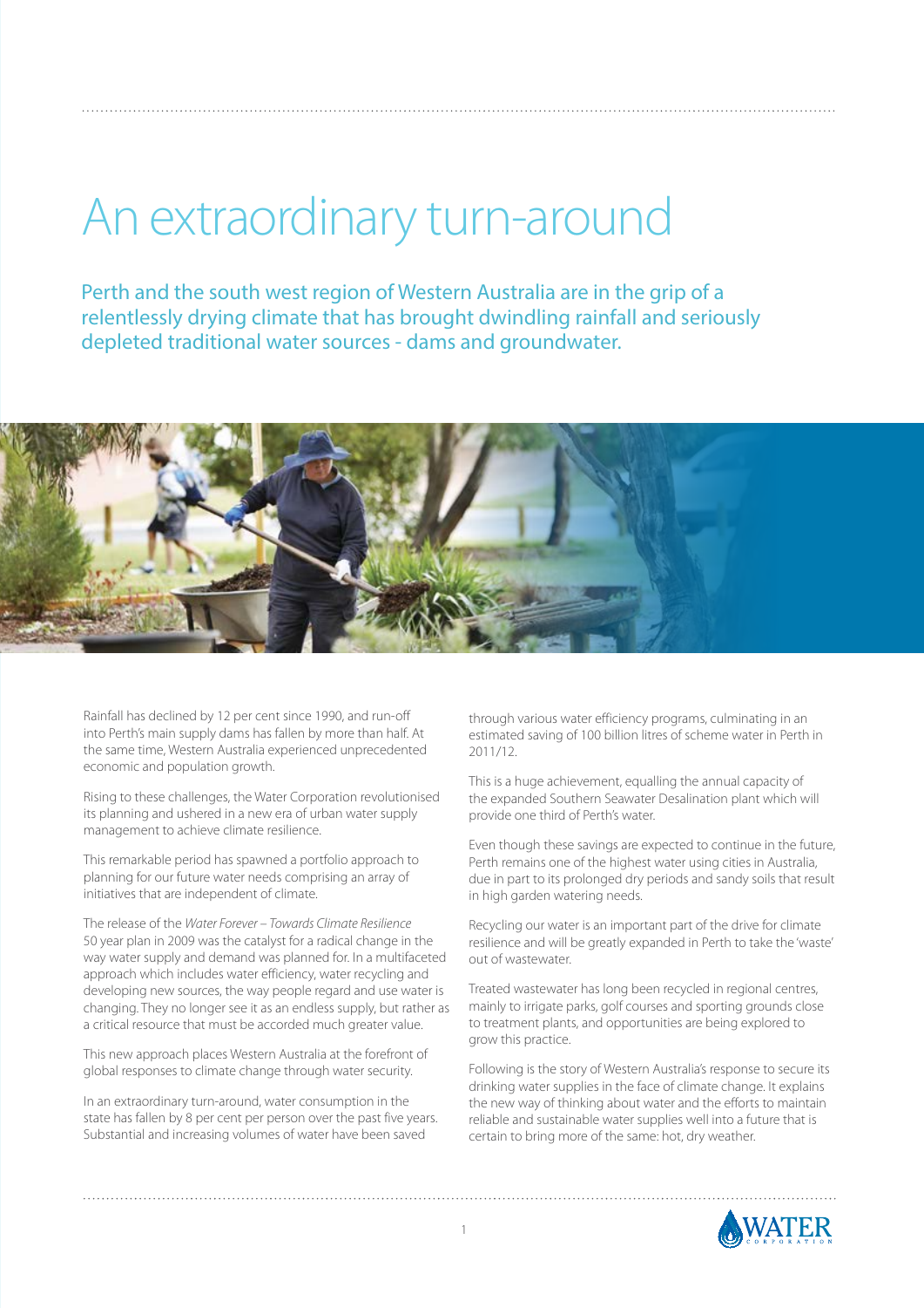# An extraordinary turn-around

## Perth and the south west region of Western Australia are in the grip of a relentlessly drying climate that has brought dwindling rainfall and seriously depleted traditional water sources - dams and groundwater.

Rainfall has declined by 12 per cent since 1990, and run-off into Perth's main supply dams has fallen by more than half. At the same time, Western Australia experienced unprecedented economic and population growth.

Rising to these challenges, the Water Corporation revolutionised its planning and ushered in a new era of urban water supply management to achieve climate resilience.

This remarkable period has spawned a portfolio approach to planning for our future water needs comprising an array of initiatives that are independent of climate.

The release of the *Water Forever – Towards Climate Resilience* 50 year plan in 2009 was the catalyst for a radical change in the way water supply and demand was planned for. In a multifaceted approach which includes water efficiency, water recycling and developing new sources, the way people regard and use water is changing. They no longer see it as an endless supply, but rather as a critical resource that must be accorded much greater value.

This new approach places Western Australia at the forefront of global responses to climate change through water security.

In an extraordinary turn-around, water consumption in the state has fallen by 8 per cent per person over the past five years. Substantial and increasing volumes of water have been saved through various water efficiency programs, culminating in an estimated saving of 100 billion litres of scheme water in Perth in 2011/12.

This is a huge achievement, equalling the annual capacity of the expanded Southern Seawater Desalination plant which will provide one third of Perth's water.

Even though these savings are expected to continue in the future, Perth remains one of the highest water using cities in Australia, due in part to its prolonged dry periods and sandy soils that result in high garden watering needs.

Recycling our water is an important part of the drive for climate resilience and will be greatly expanded in Perth to take the 'waste' out of wastewater.

Treated wastewater has long been recycled in regional centres, mainly to irrigate parks, golf courses and sporting grounds close to treatment plants, and opportunities are being explored to grow this practice.

Following is the story of Western Australia's response to secure its drinking water supplies in the face of climate change. It explains the new way of thinking about water and the efforts to maintain reliable and sustainable water supplies well into a future that is certain to bring more of the same: hot, dry weather.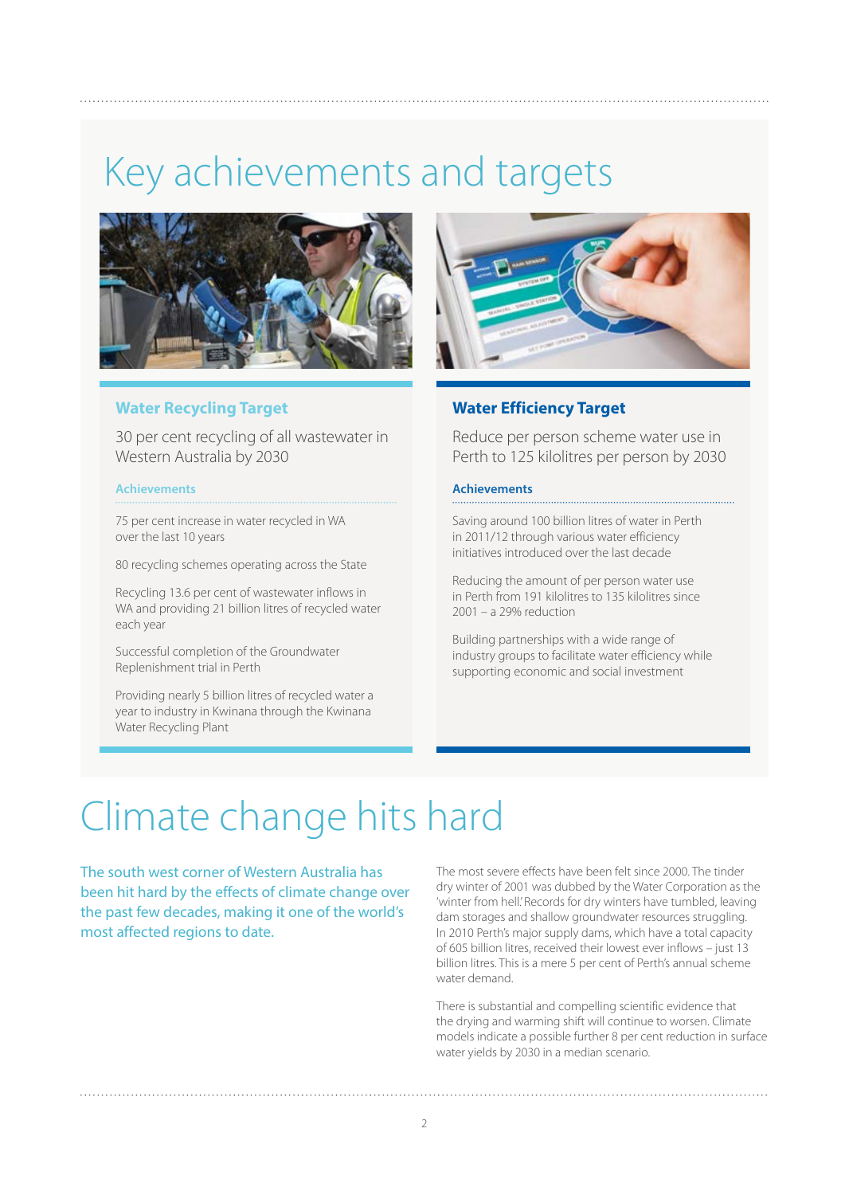# Key achievements and targets

### Water Recycling Target

30 per cent recycling of all wastewater in Western Australia by 2030

#### Achievements

75 per cent increase in water recycled in WA over the last 10 years

80 recycling schemes operating across the State

Recycling 13.6 per cent of wastewater inflows in WA and providing 21 billion litres of recycled water each year

Successful completion of the Groundwater Replenishment trial in Perth

Providing nearly 5 billion litres of recycled water a year to industry in Kwinana through the Kwinana Water Recycling Plant

### Water Efficiency Target

Reduce per person scheme water use in Perth to 125 kilolitres per person by 2030

#### Achievements

Saving around 100 billion litres of water in Perth in 2011/12 through various water efficiency initiatives introduced over the last decade

Reducing the amount of per person water use in Perth from 191 kilolitres to 135 kilolitres since 2001 – a 29% reduction

Building partnerships with a wide range of industry groups to facilitate water efficiency while supporting economic and social investment

# Climate change hits hard

The south west corner of Western Australia has been hit hard by the effects of climate change over the past few decades, making it one of the world's most affected regions to date.

The most severe effects have been felt since 2000. The tinder dry winter of 2001 was dubbed by the Water Corporation as the 'winter from hell.' Records for dry winters have tumbled, leaving dam storages and shallow groundwater resources struggling. In 2010 Perth's major supply dams, which have a total capacity of 605 billion litres, received their lowest ever inflows – just 13 billion litres. This is a mere 5 per cent of Perth's annual scheme water demand.

There is substantial and compelling scientific evidence that the drying and warming shift will continue to worsen. Climate models indicate a possible further 8 per cent reduction in surface water yields by 2030 in a median scenario.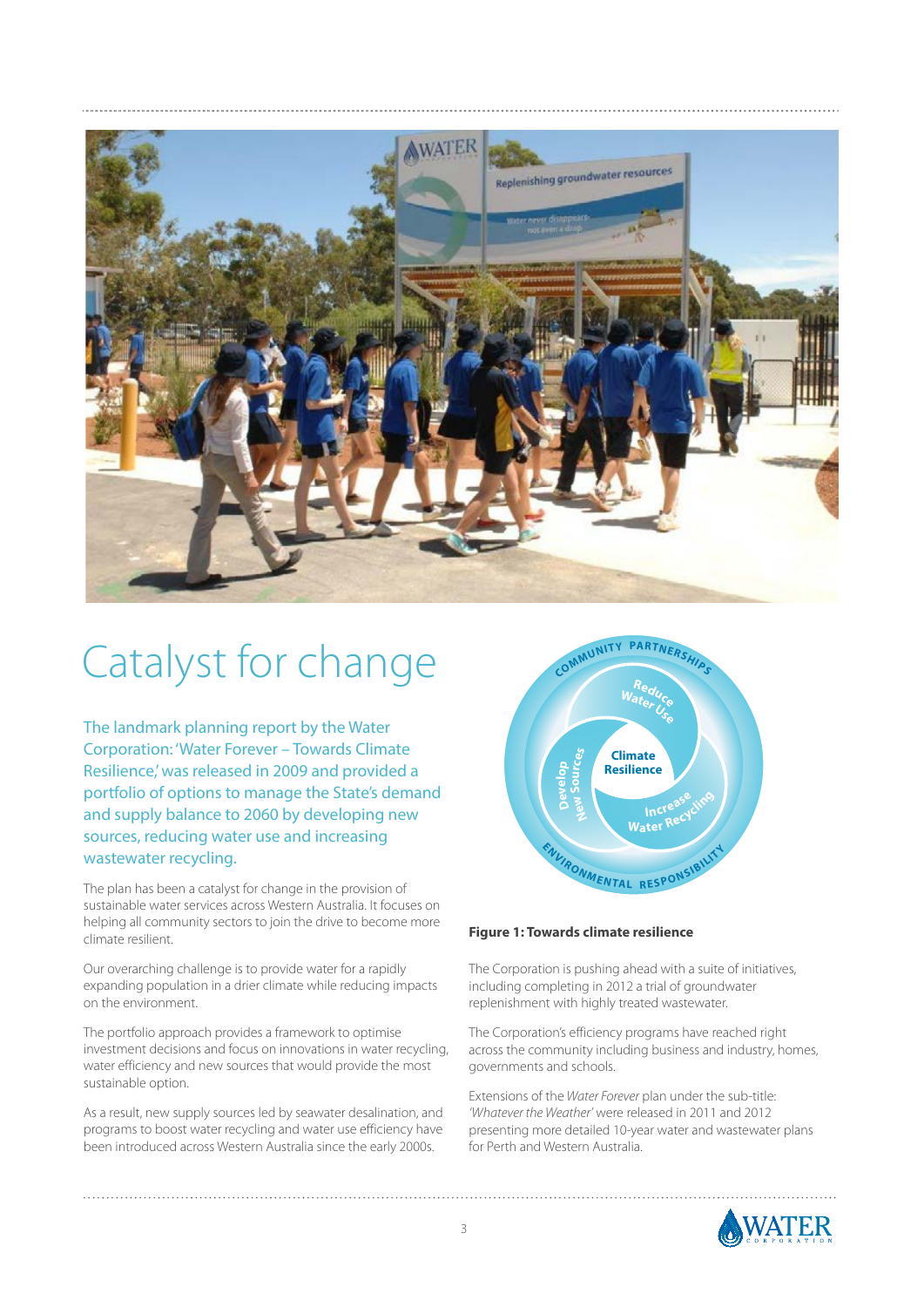# Catalyst for change

The landmark planning report by the Water Corporation: 'Water Forever – Towards Climate Resilience,' was released in 2009 and provided a portfolio of options to manage the State's demand and supply balance to 2060 by developing new sources, reducing water use and increasing wastewater recycling.

The plan has been a catalyst for change in the provision of sustainable water services across Western Australia. It focuses on helping all community sectors to join the drive to become more climate resilient.

Our overarching challenge is to provide water for a rapidly expanding population in a drier climate while reducing impacts on the environment.

The portfolio approach provides a framework to optimise investment decisions and focus on innovations in water recycling, water efficiency and new sources that would provide the most sustainable option.

As a result, new supply sources led by seawater desalination, and programs to boost water recycling and water use efficiency have been introduced across Western Australia since the early 2000s.

**Figure 1: Towards climate resilience**

The Corporation is pushing ahead with a suite of initiatives, including completing in 2012 a trial of groundwater replenishment with highly treated wastewater.

The Corporation's efficiency programs have reached right across the community including business and industry, homes, governments and schools.

Extensions of the *Water Forever* plan under the sub-title: *'Whatever the Weather'* were released in 2011 and 2012 presenting more detailed 10-year water and wastewater plans for Perth and Western Australia.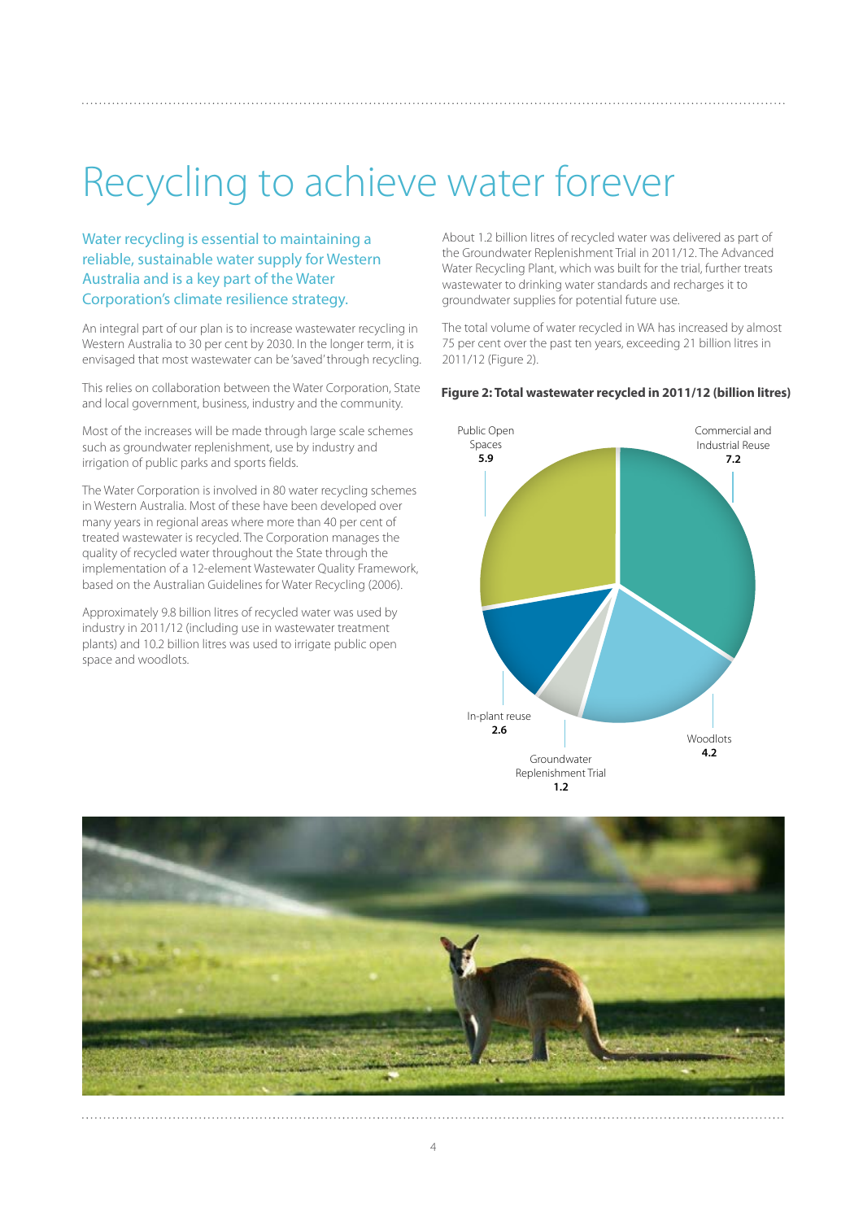# Recycling to achieve water forever

## Water recycling is essential to maintaining a reliable, sustainable water supply for Western Australia and is a key part of the Water Corporation's climate resilience strategy.

An integral part of our plan is to increase wastewater recycling in Western Australia to 30 per cent by 2030. In the longer term, it is envisaged that most wastewater can be 'saved' through recycling.

This relies on collaboration between the Water Corporation, State and local government, business, industry and the community.

Most of the increases will be made through large scale schemes such as groundwater replenishment, use by industry and irrigation of public parks and sports fields.

The Water Corporation is involved in 80 water recycling schemes in Western Australia. Most of these have been developed over many years in regional areas where more than 40 per cent of treated wastewater is recycled. The Corporation manages the quality of recycled water throughout the State through the implementation of a 12-element Wastewater Quality Framework, based on the Australian Guidelines for Water Recycling (2006).

Approximately 9.8 billion litres of recycled water was used by industry in 2011/12 (including use in wastewater treatment plants) and 10.2 billion litres was used to irrigate public open space and woodlots.

About 1.2 billion litres of recycled water was delivered as part of the Groundwater Replenishment Trial in 2011/12. The Advanced Water Recycling Plant, which was built for the trial, further treats wastewater to drinking water standards and recharges it to groundwater supplies for potential future use.

The total volume of water recycled in WA has increased by almost 75 per cent over the past ten years, exceeding 21 billion litres in 2011/12 (Figure 2).

**Figure 2: Total wastewater recycled in 2011/12 (billion litres)**

| Category | Billion litres |
|---|---|
| Commercial and Industrial Reuse | 7.2 |
| Woodlots | 4.2 |
| Groundwater Replenishment Trial | 1.2 |
| In-plant reuse | 2.6 |
| Public Open Spaces | 5.9 |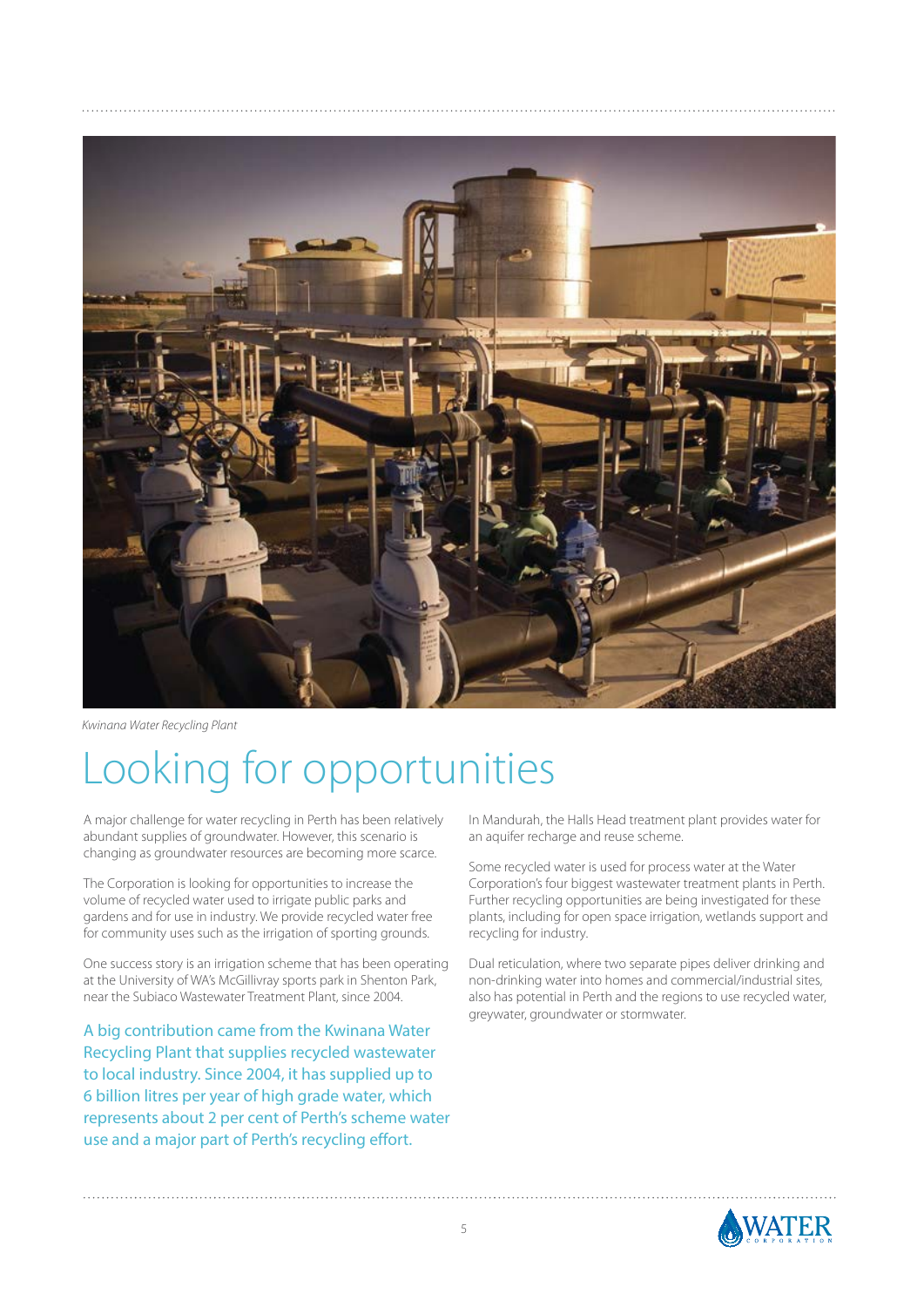*Kwinana Water Recycling Plant*

# Looking for opportunities

A major challenge for water recycling in Perth has been relatively abundant supplies of groundwater. However, this scenario is changing as groundwater resources are becoming more scarce.

The Corporation is looking for opportunities to increase the volume of recycled water used to irrigate public parks and gardens and for use in industry. We provide recycled water free for community uses such as the irrigation of sporting grounds.

One success story is an irrigation scheme that has been operating at the University of WA's McGillivray sports park in Shenton Park, near the Subiaco Wastewater Treatment Plant, since 2004.

A big contribution came from the Kwinana Water Recycling Plant that supplies recycled wastewater to local industry. Since 2004, it has supplied up to 6 billion litres per year of high grade water, which represents about 2 per cent of Perth's scheme water use and a major part of Perth's recycling effort.

In Mandurah, the Halls Head treatment plant provides water for an aquifer recharge and reuse scheme.

Some recycled water is used for process water at the Water Corporation's four biggest wastewater treatment plants in Perth. Further recycling opportunities are being investigated for these plants, including for open space irrigation, wetlands support and recycling for industry.

Dual reticulation, where two separate pipes deliver drinking and non-drinking water into homes and commercial/industrial sites, also has potential in Perth and the regions to use recycled water, greywater, groundwater or stormwater.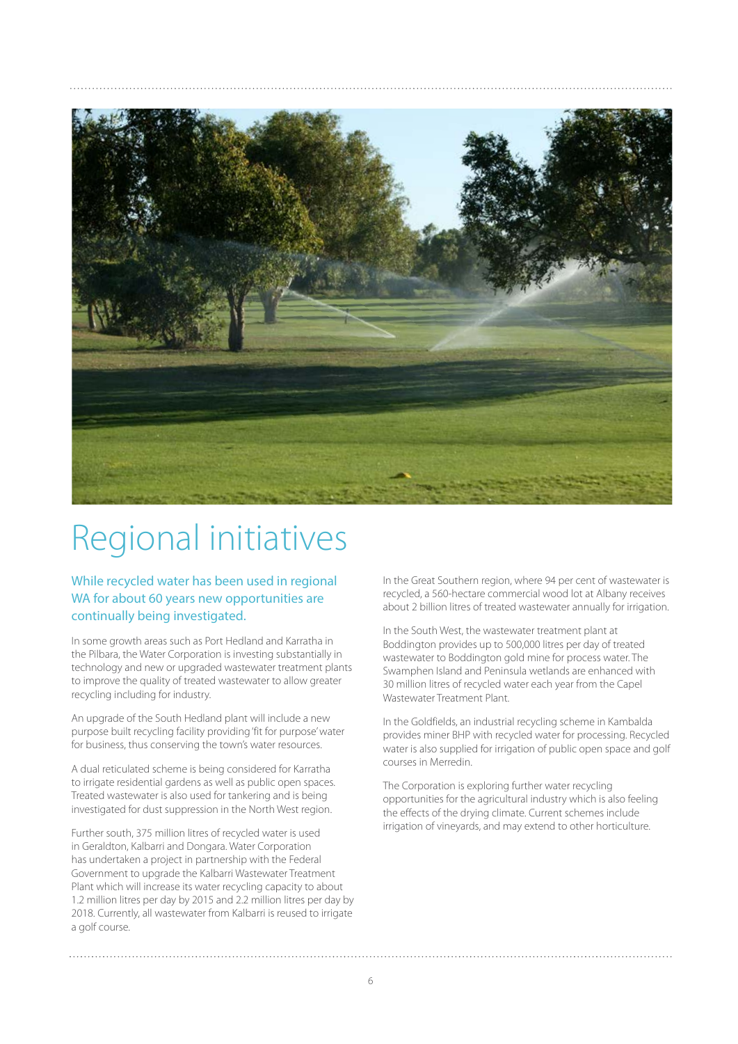# Regional initiatives

## While recycled water has been used in regional WA for about 60 years new opportunities are continually being investigated.

In some growth areas such as Port Hedland and Karratha in the Pilbara, the Water Corporation is investing substantially in technology and new or upgraded wastewater treatment plants to improve the quality of treated wastewater to allow greater recycling including for industry.

An upgrade of the South Hedland plant will include a new purpose built recycling facility providing 'fit for purpose' water for business, thus conserving the town's water resources.

A dual reticulated scheme is being considered for Karratha to irrigate residential gardens as well as public open spaces. Treated wastewater is also used for tankering and is being investigated for dust suppression in the North West region.

Further south, 375 million litres of recycled water is used in Geraldton, Kalbarri and Dongara. Water Corporation has undertaken a project in partnership with the Federal Government to upgrade the Kalbarri Wastewater Treatment Plant which will increase its water recycling capacity to about 1.2 million litres per day by 2015 and 2.2 million litres per day by 2018. Currently, all wastewater from Kalbarri is reused to irrigate a golf course.

In the Great Southern region, where 94 per cent of wastewater is recycled, a 560-hectare commercial wood lot at Albany receives about 2 billion litres of treated wastewater annually for irrigation.

In the South West, the wastewater treatment plant at Boddington provides up to 500,000 litres per day of treated wastewater to Boddington gold mine for process water. The Swamphen Island and Peninsula wetlands are enhanced with 30 million litres of recycled water each year from the Capel Wastewater Treatment Plant.

In the Goldfields, an industrial recycling scheme in Kambalda provides miner BHP with recycled water for processing. Recycled water is also supplied for irrigation of public open space and golf courses in Merredin.

The Corporation is exploring further water recycling opportunities for the agricultural industry which is also feeling the effects of the drying climate. Current schemes include irrigation of vineyards, and may extend to other horticulture.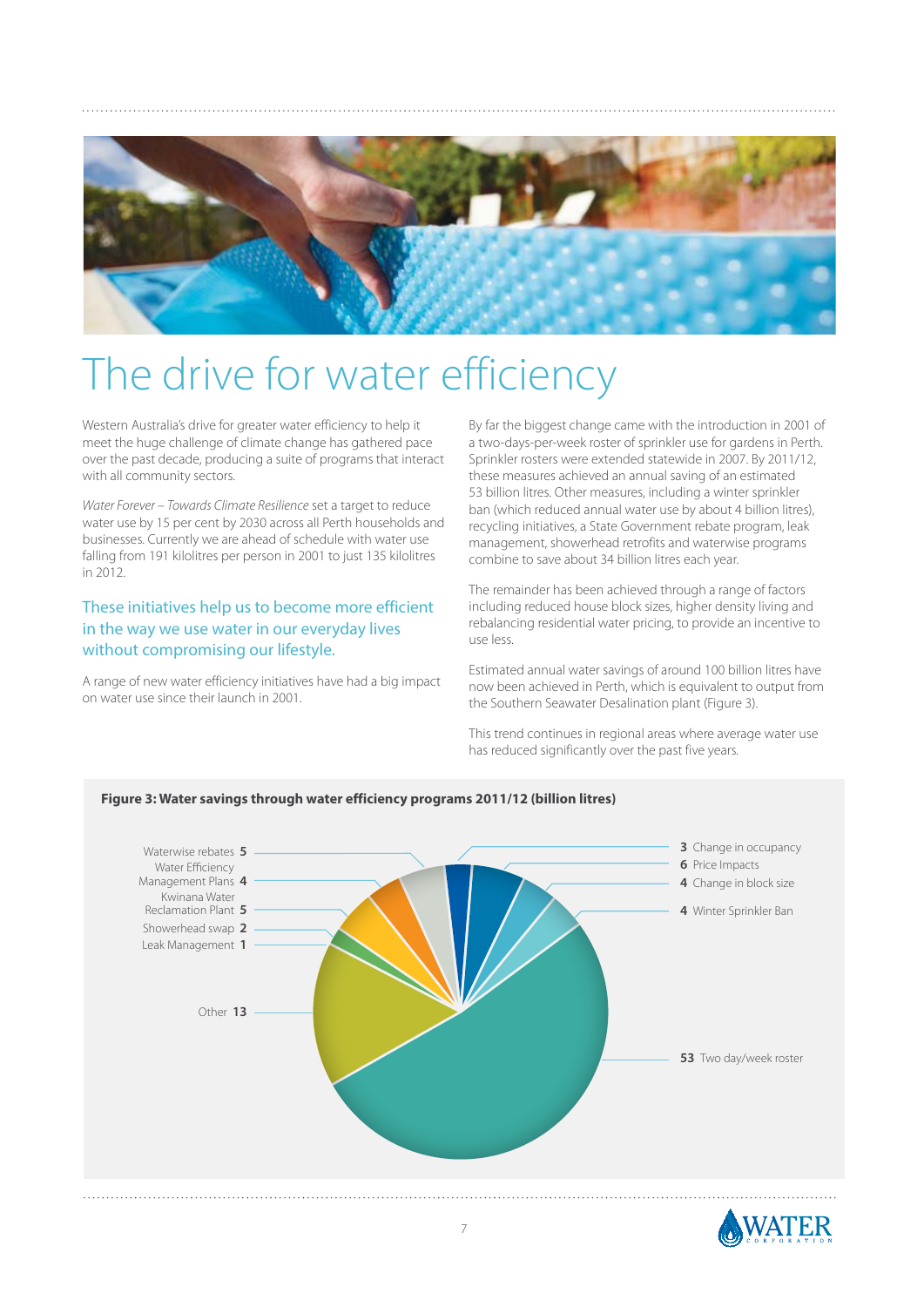# The drive for water efficiency

Western Australia's drive for greater water efficiency to help it meet the huge challenge of climate change has gathered pace over the past decade, producing a suite of programs that interact with all community sectors.

*Water Forever – Towards Climate Resilience* set a target to reduce water use by 15 per cent by 2030 across all Perth households and businesses. Currently we are ahead of schedule with water use falling from 191 kilolitres per person in 2001 to just 135 kilolitres in 2012.

These initiatives help us to become more efficient in the way we use water in our everyday lives without compromising our lifestyle.

A range of new water efficiency initiatives have had a big impact on water use since their launch in 2001.

By far the biggest change came with the introduction in 2001 of a two-days-per-week roster of sprinkler use for gardens in Perth. Sprinkler rosters were extended statewide in 2007. By 2011/12, these measures achieved an annual saving of an estimated 53 billion litres. Other measures, including a winter sprinkler ban (which reduced annual water use by about 4 billion litres), recycling initiatives, a State Government rebate program, leak management, showerhead retrofits and waterwise programs combine to save about 34 billion litres each year.

The remainder has been achieved through a range of factors including reduced house block sizes, higher density living and rebalancing residential water pricing, to provide an incentive to use less.

Estimated annual water savings of around 100 billion litres have now been achieved in Perth, which is equivalent to output from the Southern Seawater Desalination plant (Figure 3).

This trend continues in regional areas where average water use has reduced significantly over the past five years.

**Figure 3: Water savings through water efficiency programs 2011/12 (billion litres)**

| Program | Savings (billion litres) |
|---|---|
| Two day/week roster | 53 |
| Other | 13 |
| Price Impacts | 6 |
| Waterwise rebates | 5 |
| Kwinana Water Reclamation Plant | 5 |
| Water Efficiency Management Plans | 4 |
| Change in block size | 4 |
| Winter Sprinkler Ban | 4 |
| Change in occupancy | 3 |
| Showerhead swap | 2 |
| Leak Management | 1 |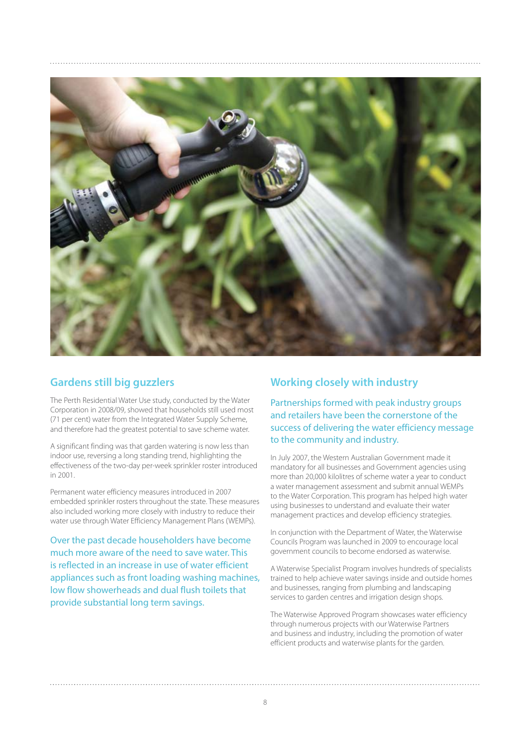## Gardens still big guzzlers

The Perth Residential Water Use study, conducted by the Water Corporation in 2008/09, showed that households still used most (71 per cent) water from the Integrated Water Supply Scheme, and therefore had the greatest potential to save scheme water.

A significant finding was that garden watering is now less than indoor use, reversing a long standing trend, highlighting the effectiveness of the two-day per-week sprinkler roster introduced in 2001.

Permanent water efficiency measures introduced in 2007 embedded sprinkler rosters throughout the state. These measures also included working more closely with industry to reduce their water use through Water Efficiency Management Plans (WEMPs).

Over the past decade householders have become much more aware of the need to save water. This is reflected in an increase in use of water efficient appliances such as front loading washing machines, low flow showerheads and dual flush toilets that provide substantial long term savings.

## Working closely with industry

Partnerships formed with peak industry groups and retailers have been the cornerstone of the success of delivering the water efficiency message to the community and industry.

In July 2007, the Western Australian Government made it mandatory for all businesses and Government agencies using more than 20,000 kilolitres of scheme water a year to conduct a water management assessment and submit annual WEMPs to the Water Corporation. This program has helped high water using businesses to understand and evaluate their water management practices and develop efficiency strategies.

In conjunction with the Department of Water, the Waterwise Councils Program was launched in 2009 to encourage local government councils to become endorsed as waterwise.

A Waterwise Specialist Program involves hundreds of specialists trained to help achieve water savings inside and outside homes and businesses, ranging from plumbing and landscaping services to garden centres and irrigation design shops.

The Waterwise Approved Program showcases water efficiency through numerous projects with our Waterwise Partners and business and industry, including the promotion of water efficient products and waterwise plants for the garden.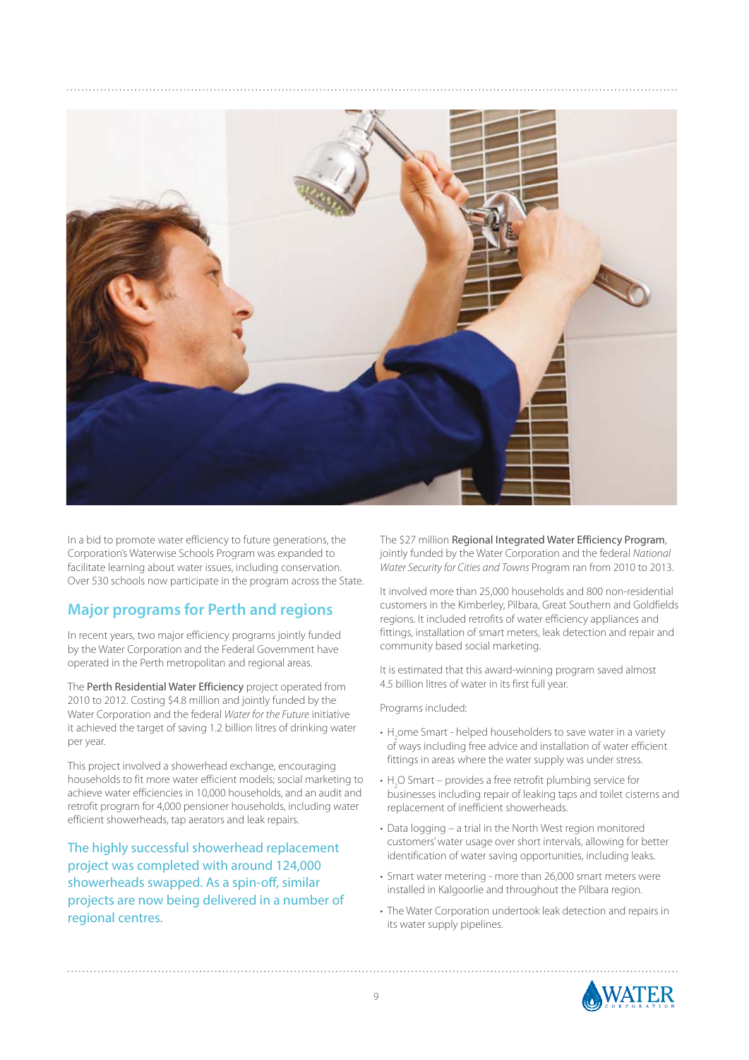In a bid to promote water efficiency to future generations, the Corporation's Waterwise Schools Program was expanded to facilitate learning about water issues, including conservation. Over 530 schools now participate in the program across the State.

## Major programs for Perth and regions

In recent years, two major efficiency programs jointly funded by the Water Corporation and the Federal Government have operated in the Perth metropolitan and regional areas.

The **Perth Residential Water Efficiency** project operated from 2010 to 2012. Costing $4.8 million and jointly funded by the Water Corporation and the federal *Water for the Future* initiative it achieved the target of saving 1.2 billion litres of drinking water per year.

This project involved a showerhead exchange, encouraging households to fit more water efficient models; social marketing to achieve water efficiencies in 10,000 households, and an audit and retrofit program for 4,000 pensioner households, including water efficient showerheads, tap aerators and leak repairs.

The highly successful showerhead replacement project was completed with around 124,000 showerheads swapped. As a spin-off, similar projects are now being delivered in a number of regional centres.

The $27 million **Regional Integrated Water Efficiency Program**, jointly funded by the Water Corporation and the federal *National Water Security for Cities and Towns* Program ran from 2010 to 2013.

It involved more than 25,000 households and 800 non-residential customers in the Kimberley, Pilbara, Great Southern and Goldfields regions. It included retrofits of water efficiency appliances and fittings, installation of smart meters, leak detection and repair and community based social marketing.

It is estimated that this award-winning program saved almost 4.5 billion litres of water in its first full year.

Programs included:

- $H_2$ome Smart - helped householders to save water in a variety of ways including free advice and installation of water efficient fittings in areas where the water supply was under stress.
- $H_2O$ Smart – provides a free retrofit plumbing service for businesses including repair of leaking taps and toilet cisterns and replacement of inefficient showerheads.
- Data logging – a trial in the North West region monitored customers' water usage over short intervals, allowing for better identification of water saving opportunities, including leaks.
- Smart water metering - more than 26,000 smart meters were installed in Kalgoorlie and throughout the Pilbara region.
- The Water Corporation undertook leak detection and repairs in its water supply pipelines.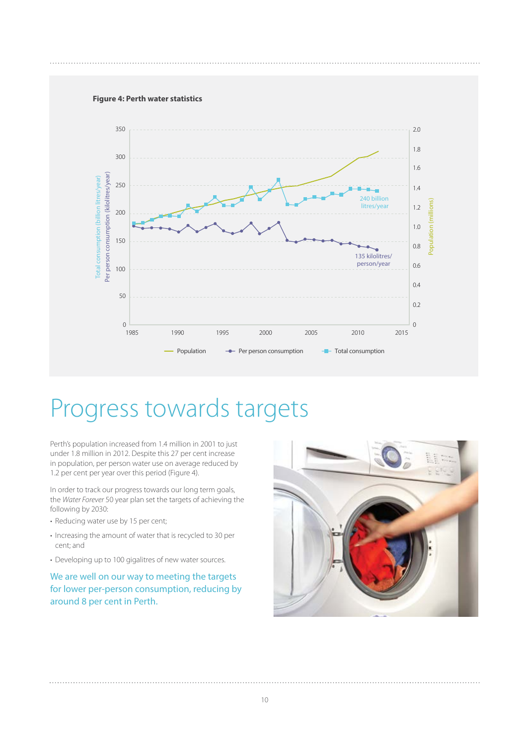**Figure 4: Perth water statistics**

# Progress towards targets

Perth's population increased from 1.4 million in 2001 to just under 1.8 million in 2012. Despite this 27 per cent increase in population, per person water use on average reduced by 1.2 per cent per year over this period (Figure 4).

In order to track our progress towards our long term goals, the *Water Forever* 50 year plan set the targets of achieving the following by 2030:

- Reducing water use by 15 per cent;
- Increasing the amount of water that is recycled to 30 per cent; and
- Developing up to 100 gigalitres of new water sources.

We are well on our way to meeting the targets for lower per-person consumption, reducing by around 8 per cent in Perth.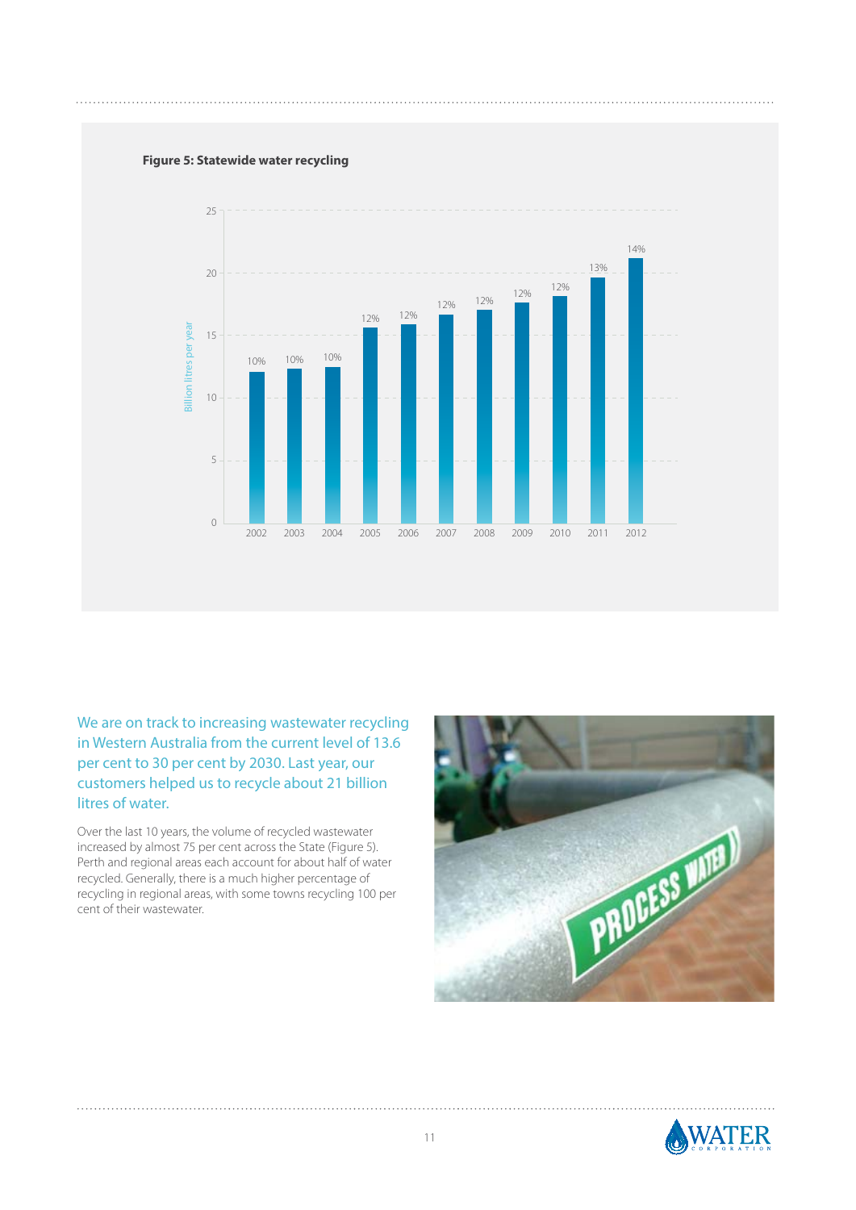**Figure 5: Statewide water recycling**

| Year | Billion litres per year (approx.) | Recycling % |
|---|---|---|
| 2002 | 12.2 | 10% |
| 2003 | 12.4 | 10% |
| 2004 | 12.5 | 10% |
| 2005 | 15.7 | 12% |
| 2006 | 16.0 | 12% |
| 2007 | 16.8 | 12% |
| 2008 | 17.1 | 12% |
| 2009 | 17.7 | 12% |
| 2010 | 18.2 | 12% |
| 2011 | 19.7 | 13% |
| 2012 | 21.3 | 14% |

We are on track to increasing wastewater recycling in Western Australia from the current level of 13.6 per cent to 30 per cent by 2030. Last year, our customers helped us to recycle about 21 billion litres of water.

Over the last 10 years, the volume of recycled wastewater increased by almost 75 per cent across the State (Figure 5). Perth and regional areas each account for about half of water recycled. Generally, there is a much higher percentage of recycling in regional areas, with some towns recycling 100 per cent of their wastewater.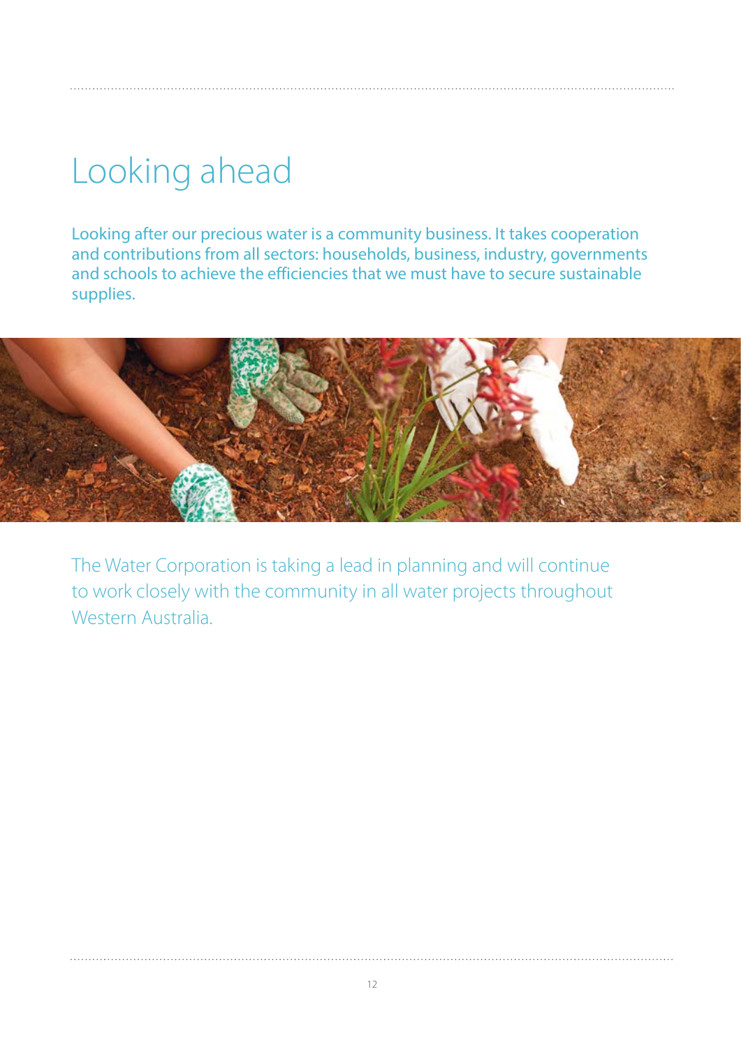# Looking ahead

Looking after our precious water is a community business. It takes cooperation and contributions from all sectors: households, business, industry, governments and schools to achieve the efficiencies that we must have to secure sustainable supplies.

The Water Corporation is taking a lead in planning and will continue to work closely with the community in all water projects throughout Western Australia.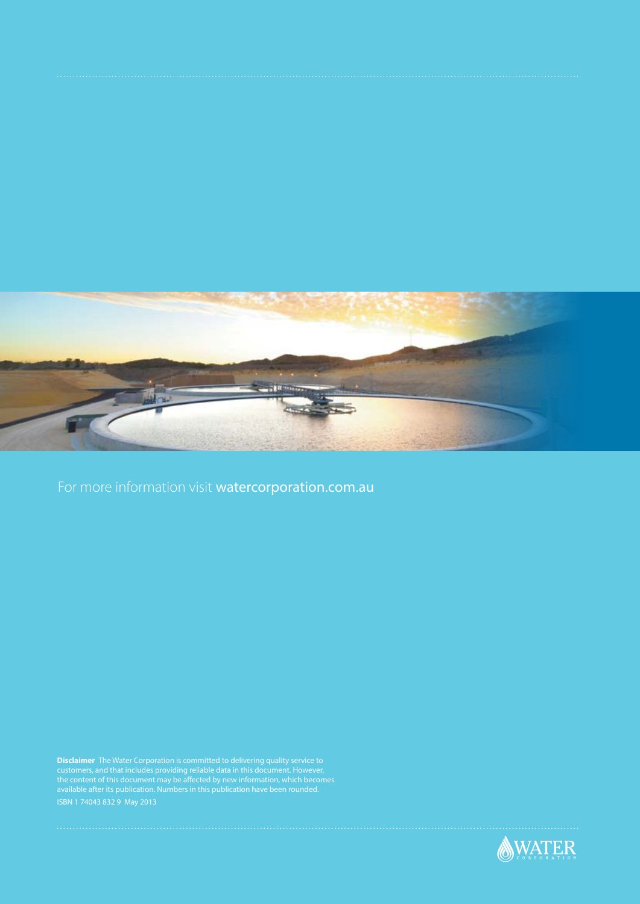For more information visit **watercorporation.com.au**

**Disclaimer** The Water Corporation is committed to delivering quality service to customers, and that includes providing reliable data in this document. However, the content of this document may be affected by new information, which becomes available after its publication. Numbers in this publication have been rounded.

ISBN 1 74043 832 9 May 2013

WATER CORPORATION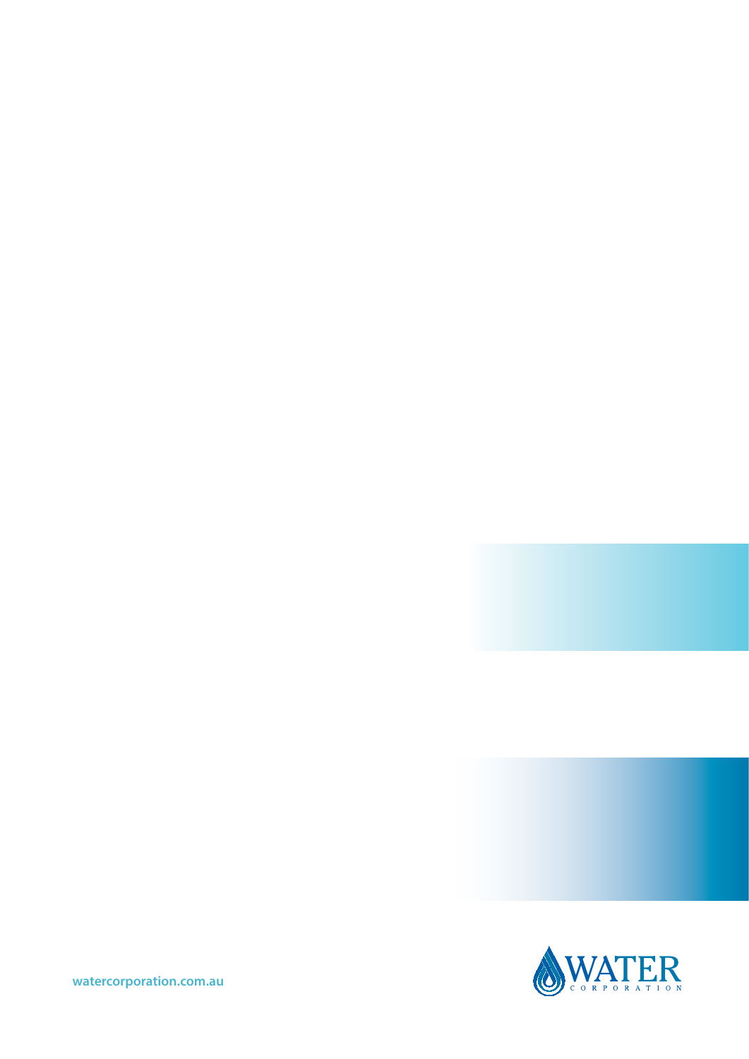watercorporation.com.au

WATER

CORPORATION